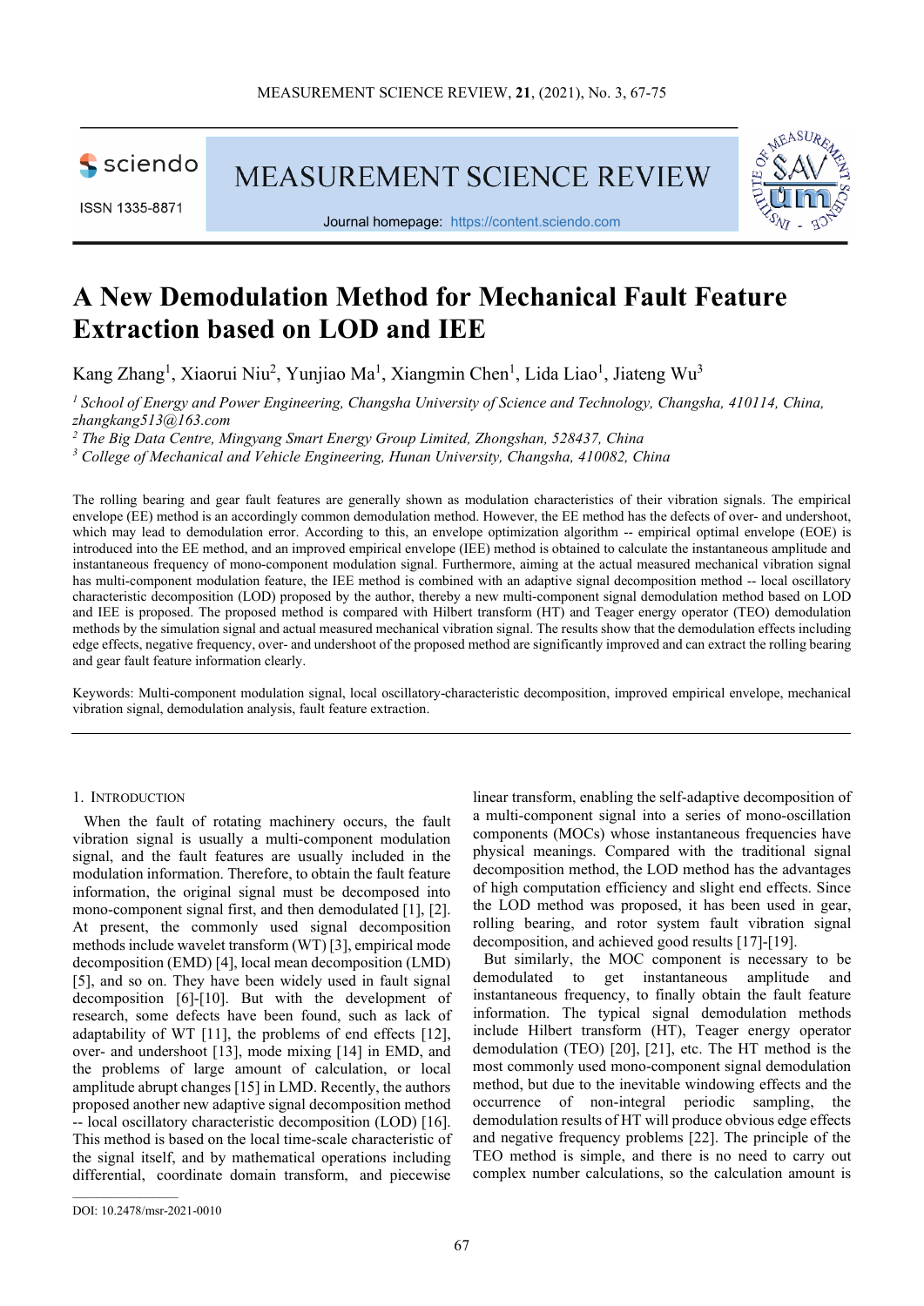# A New Demodulation Method for Mechanical Fault Feature Extraction based on LOD and IEE

Kang Zhang[1], Xiaorui Niu[2], Yunjiao Ma[1], Xiangmin Chen[1], Lida Liao[1], Jiateng Wu[3]

[1] *School of Energy and Power Engineering, Changsha University of Science and Technology, Changsha, 410114, China, zhangkang513@163.com*

[2] *The Big Data Centre, Mingyang Smart Energy Group Limited, Zhongshan, 528437, China*

[3] *College of Mechanical and Vehicle Engineering, Hunan University, Changsha, 410082, China*

The rolling bearing and gear fault features are generally shown as modulation characteristics of their vibration signals. The empirical envelope (EE) method is an accordingly common demodulation method. However, the EE method has the defects of over- and undershoot, which may lead to demodulation error. According to this, an envelope optimization algorithm -- empirical optimal envelope (EOE) is introduced into the EE method, and an improved empirical envelope (IEE) method is obtained to calculate the instantaneous amplitude and instantaneous frequency of mono-component modulation signal. Furthermore, aiming at the actual measured mechanical vibration signal has multi-component modulation feature, the IEE method is combined with an adaptive signal decomposition method -- local oscillatory characteristic decomposition (LOD) proposed by the author, thereby a new multi-component signal demodulation method based on LOD and IEE is proposed. The proposed method is compared with Hilbert transform (HT) and Teager energy operator (TEO) demodulation methods by the simulation signal and actual measured mechanical vibration signal. The results show that the demodulation effects including edge effects, negative frequency, over- and undershoot of the proposed method are significantly improved and can extract the rolling bearing and gear fault feature information clearly.

Keywords: Multi-component modulation signal, local oscillatory-characteristic decomposition, improved empirical envelope, mechanical vibration signal, demodulation analysis, fault feature extraction.

## 1. Introduction

When the fault of rotating machinery occurs, the fault vibration signal is usually a multi-component modulation signal, and the fault features are usually included in the modulation information. Therefore, to obtain the fault feature information, the original signal must be decomposed into mono-component signal first, and then demodulated [1], [2]. At present, the commonly used signal decomposition methods include wavelet transform (WT) [3], empirical mode decomposition (EMD) [4], local mean decomposition (LMD) [5], and so on. They have been widely used in fault signal decomposition [6]-[10]. But with the development of research, some defects have been found, such as lack of adaptability of WT [11], the problems of end effects [12], over- and undershoot [13], mode mixing [14] in EMD, and the problems of large amount of calculation, or local amplitude abrupt changes [15] in LMD. Recently, the authors proposed another new adaptive signal decomposition method -- local oscillatory characteristic decomposition (LOD) [16]. This method is based on the local time-scale characteristic of the signal itself, and by mathematical operations including differential, coordinate domain transform, and piecewise linear transform, enabling the self-adaptive decomposition of a multi-component signal into a series of mono-oscillation components (MOCs) whose instantaneous frequencies have physical meanings. Compared with the traditional signal decomposition method, the LOD method has the advantages of high computation efficiency and slight end effects. Since the LOD method was proposed, it has been used in gear, rolling bearing, and rotor system fault vibration signal decomposition, and achieved good results [17]-[19].

But similarly, the MOC component is necessary to be demodulated to get instantaneous amplitude and instantaneous frequency, to finally obtain the fault feature information. The typical signal demodulation methods include Hilbert transform (HT), Teager energy operator demodulation (TEO) [20], [21], etc. The HT method is the most commonly used mono-component signal demodulation method, but due to the inevitable windowing effects and the occurrence of non-integral periodic sampling, the demodulation results of HT will produce obvious edge effects and negative frequency problems [22]. The principle of the TEO method is simple, and there is no need to carry out complex number calculations, so the calculation amount is

DOI: 10.2478/msr-2021-0010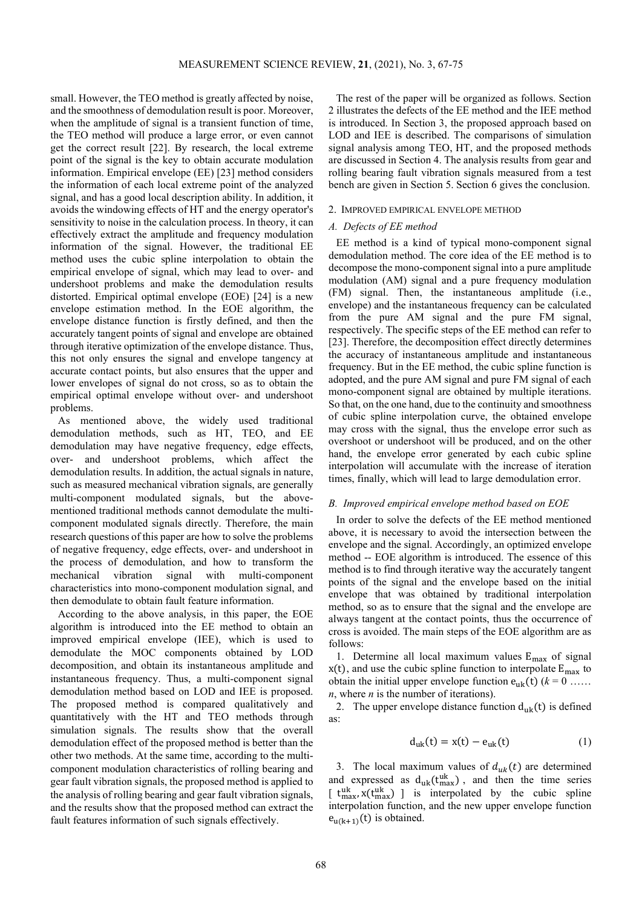small. However, the TEO method is greatly affected by noise, and the smoothness of demodulation result is poor. Moreover, when the amplitude of signal is a transient function of time, the TEO method will produce a large error, or even cannot get the correct result [22]. By research, the local extreme point of the signal is the key to obtain accurate modulation information. Empirical envelope (EE) [23] method considers the information of each local extreme point of the analyzed signal, and has a good local description ability. In addition, it avoids the windowing effects of HT and the energy operator's sensitivity to noise in the calculation process. In theory, it can effectively extract the amplitude and frequency modulation information of the signal. However, the traditional EE method uses the cubic spline interpolation to obtain the empirical envelope of signal, which may lead to over- and undershoot problems and make the demodulation results distorted. Empirical optimal envelope (EOE) [24] is a new envelope estimation method. In the EOE algorithm, the envelope distance function is firstly defined, and then the accurately tangent points of signal and envelope are obtained through iterative optimization of the envelope distance. Thus, this not only ensures the signal and envelope tangency at accurate contact points, but also ensures that the upper and lower envelopes of signal do not cross, so as to obtain the empirical optimal envelope without over- and undershoot problems.

As mentioned above, the widely used traditional demodulation methods, such as HT, TEO, and EE demodulation may have negative frequency, edge effects, over- and undershoot problems, which affect the demodulation results. In addition, the actual signals in nature, such as measured mechanical vibration signals, are generally multi-component modulated signals, but the above-mentioned traditional methods cannot demodulate the multi-component modulated signals directly. Therefore, the main research questions of this paper are how to solve the problems of negative frequency, edge effects, over- and undershoot in the process of demodulation, and how to transform the mechanical vibration signal with multi-component characteristics into mono-component modulation signal, and then demodulate to obtain fault feature information.

According to the above analysis, in this paper, the EOE algorithm is introduced into the EE method to obtain an improved empirical envelope (IEE), which is used to demodulate the MOC components obtained by LOD decomposition, and obtain its instantaneous amplitude and instantaneous frequency. Thus, a multi-component signal demodulation method based on LOD and IEE is proposed. The proposed method is compared qualitatively and quantitatively with the HT and TEO methods through simulation signals. The results show that the overall demodulation effect of the proposed method is better than the other two methods. At the same time, according to the multi-component modulation characteristics of rolling bearing and gear fault vibration signals, the proposed method is applied to the analysis of rolling bearing and gear fault vibration signals, and the results show that the proposed method can extract the fault features information of such signals effectively.

The rest of the paper will be organized as follows. Section 2 illustrates the defects of the EE method and the IEE method is introduced. In Section 3, the proposed approach based on LOD and IEE is described. The comparisons of simulation signal analysis among TEO, HT, and the proposed methods are discussed in Section 4. The analysis results from gear and rolling bearing fault vibration signals measured from a test bench are given in Section 5. Section 6 gives the conclusion.

## 2. IMPROVED EMPIRICAL ENVELOPE METHOD

### *A. Defects of EE method*

EE method is a kind of typical mono-component signal demodulation method. The core idea of the EE method is to decompose the mono-component signal into a pure amplitude modulation (AM) signal and a pure frequency modulation (FM) signal. Then, the instantaneous amplitude (i.e., envelope) and the instantaneous frequency can be calculated from the pure AM signal and the pure FM signal, respectively. The specific steps of the EE method can refer to [23]. Therefore, the decomposition effect directly determines the accuracy of instantaneous amplitude and instantaneous frequency. But in the EE method, the cubic spline function is adopted, and the pure AM signal and pure FM signal of each mono-component signal are obtained by multiple iterations. So that, on the one hand, due to the continuity and smoothness of cubic spline interpolation curve, the obtained envelope may cross with the signal, thus the envelope error such as overshoot or undershoot will be produced, and on the other hand, the envelope error generated by each cubic spline interpolation will accumulate with the increase of iteration times, finally, which will lead to large demodulation error.

### *B. Improved empirical envelope method based on EOE*

In order to solve the defects of the EE method mentioned above, it is necessary to avoid the intersection between the envelope and the signal. Accordingly, an optimized envelope method -- EOE algorithm is introduced. The essence of this method is to find through iterative way the accurately tangent points of the signal and the envelope based on the initial envelope that was obtained by traditional interpolation method, so as to ensure that the signal and the envelope are always tangent at the contact points, thus the occurrence of cross is avoided. The main steps of the EOE algorithm are as follows:

1. Determine all local maximum values $\mathrm{E_{max}}$ of signal $\mathrm{x(t)}$, and use the cubic spline function to interpolate $\mathrm{E_{max}}$ to obtain the initial upper envelope function $\mathrm{e_{uk}(t)}$ ($k = 0$ …… $n$, where $n$ is the number of iterations).

2. The upper envelope distance function $\mathrm{d_{uk}(t)}$ is defined as:

$$\mathrm{d_{uk}(t) = x(t) - e_{uk}(t)} \tag{1}$$

3. The local maximum values of $d_{uk}(t)$ are determined and expressed as $\mathrm{d_{uk}(t_{max}^{uk})}$, and then the time series $[\ \mathrm{t_{max}^{uk}, x(t_{max}^{uk})}\ ]$ is interpolated by the cubic spline interpolation function, and the new upper envelope function $\mathrm{e_{u(k+1)}(t)}$ is obtained.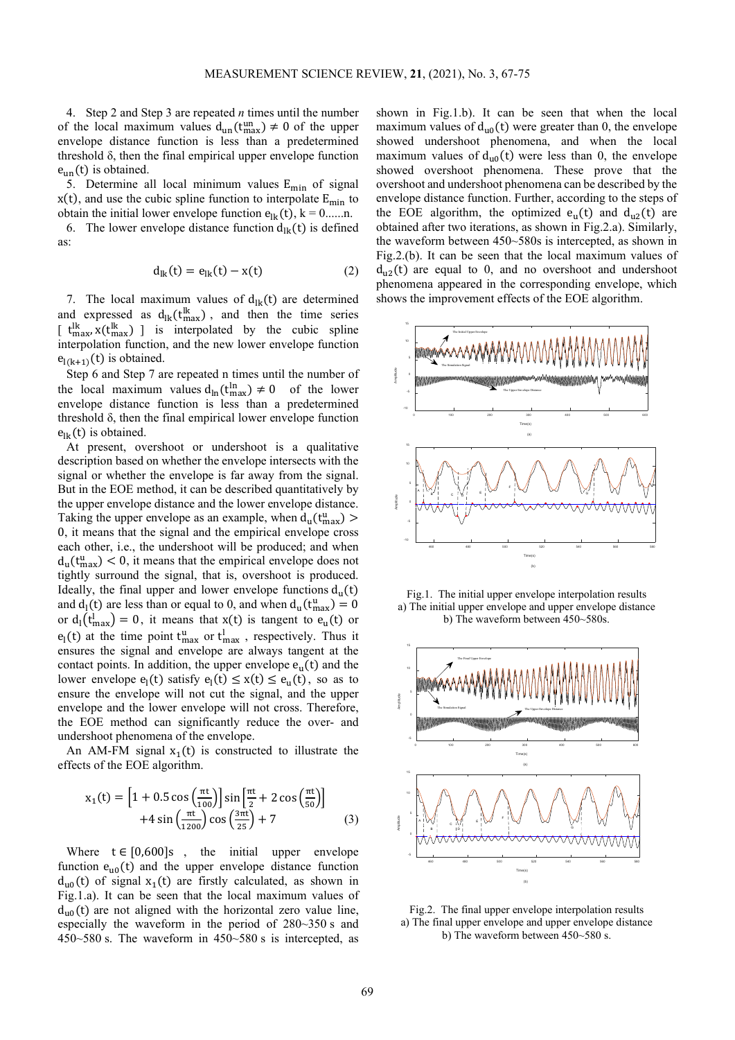4. Step 2 and Step 3 are repeated *n* times until the number of the local maximum values $d_{un}(t_{max}^{un}) \neq 0$ of the upper envelope distance function is less than a predetermined threshold δ, then the final empirical upper envelope function $e_{un}(t)$ is obtained.

5. Determine all local minimum values $E_{min}$ of signal $x(t)$, and use the cubic spline function to interpolate $E_{min}$ to obtain the initial lower envelope function $e_{lk}(t)$, k = 0......n.

6. The lower envelope distance function $d_{lk}(t)$ is defined as:

$$d_{lk}(t) = e_{lk}(t) - x(t) \tag{2}$$

7. The local maximum values of $d_{lk}(t)$ are determined and expressed as $d_{lk}(t_{max}^{lk})$, and then the time series $[t_{max}^{lk}, x(t_{max}^{lk})]$ is interpolated by the cubic spline interpolation function, and the new lower envelope function $e_{l(k+1)}(t)$ is obtained.

Step 6 and Step 7 are repeated n times until the number of the local maximum values $d_{ln}(t_{max}^{ln}) \neq 0$ of the lower envelope distance function is less than a predetermined threshold δ, then the final empirical lower envelope function $e_{lk}(t)$ is obtained.

At present, overshoot or undershoot is a qualitative description based on whether the envelope intersects with the signal or whether the envelope is far away from the signal. But in the EOE method, it can be described quantitatively by the upper envelope distance and the lower envelope distance. Taking the upper envelope as an example, when $d_u(t_{max}^u) > 0$, it means that the signal and the empirical envelope cross each other, i.e., the undershoot will be produced; and when $d_u(t_{max}^u) < 0$, it means that the empirical envelope does not tightly surround the signal, that is, overshoot is produced. Ideally, the final upper and lower envelope functions $d_u(t)$ and $d_l(t)$ are less than or equal to 0, and when $d_u(t_{max}^u) = 0$ or $d_l(t_{max}^l) = 0$, it means that $x(t)$ is tangent to $e_u(t)$ or $e_l(t)$ at the time point $t_{max}^u$ or $t_{max}^l$, respectively. Thus it ensures the signal and envelope are always tangent at the contact points. In addition, the upper envelope $e_u(t)$ and the lower envelope $e_l(t)$ satisfy $e_l(t) \leq x(t) \leq e_u(t)$, so as to ensure the envelope will not cut the signal, and the upper envelope and the lower envelope will not cross. Therefore, the EOE method can significantly reduce the over- and undershoot phenomena of the envelope.

An AM-FM signal $x_1(t)$ is constructed to illustrate the effects of the EOE algorithm.

$$x_1(t) = \left[1 + 0.5\cos\left(\frac{\pi t}{100}\right)\right]\sin\left[\frac{\pi t}{2} + 2\cos\left(\frac{\pi t}{50}\right)\right] + 4\sin\left(\frac{\pi t}{1200}\right)\cos\left(\frac{3\pi t}{25}\right) + 7 \tag{3}$$

Where $t \in [0,600]$s, the initial upper envelope function $e_{u0}(t)$ and the upper envelope distance function $d_{u0}(t)$ of signal $x_1(t)$ are firstly calculated, as shown in Fig.1.a). It can be seen that the local maximum values of $d_{u0}(t)$ are not aligned with the horizontal zero value line, especially the waveform in the period of 280~350 s and 450~580 s. The waveform in 450~580 s is intercepted, as shown in Fig.1.b). It can be seen that when the local maximum values of $d_{u0}(t)$ were greater than 0, the envelope showed undershoot phenomena, and when the local maximum values of $d_{u0}(t)$ were less than 0, the envelope showed overshoot phenomena. These prove that the overshoot and undershoot phenomena can be described by the envelope distance function. Further, according to the steps of the EOE algorithm, the optimized $e_u(t)$ and $d_{u2}(t)$ are obtained after two iterations, as shown in Fig.2.a). Similarly, the waveform between 450~580s is intercepted, as shown in Fig.2.(b). It can be seen that the local maximum values of $d_{u2}(t)$ are equal to 0, and no overshoot and undershoot phenomena appeared in the corresponding envelope, which shows the improvement effects of the EOE algorithm.

Fig.1. The initial upper envelope interpolation results
a) The initial upper envelope and upper envelope distance
b) The waveform between 450~580s.

Fig.2. The final upper envelope interpolation results
a) The final upper envelope and upper envelope distance
b) The waveform between 450~580 s.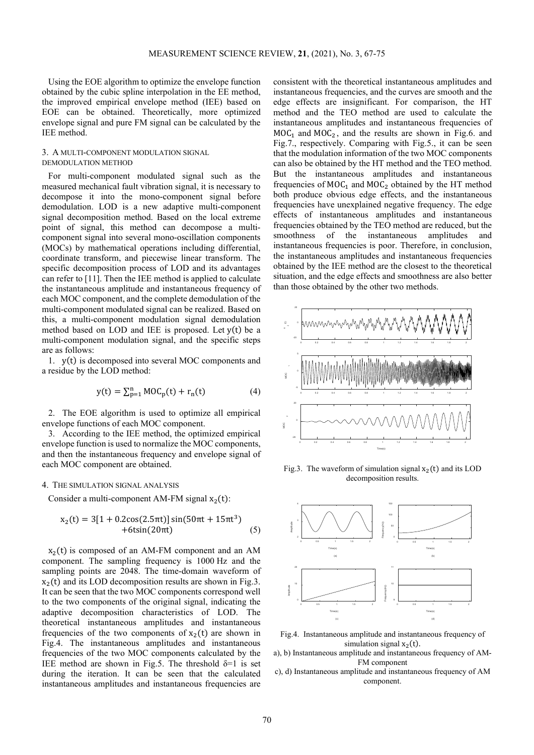Using the EOE algorithm to optimize the envelope function obtained by the cubic spline interpolation in the EE method, the improved empirical envelope method (IEE) based on EOE can be obtained. Theoretically, more optimized envelope signal and pure FM signal can be calculated by the IEE method.

## 3. A MULTI-COMPONENT MODULATION SIGNAL DEMODULATION METHOD

For multi-component modulated signal such as the measured mechanical fault vibration signal, it is necessary to decompose it into the mono-component signal before demodulation. LOD is a new adaptive multi-component signal decomposition method. Based on the local extreme point of signal, this method can decompose a multi-component signal into several mono-oscillation components (MOCs) by mathematical operations including differential, coordinate transform, and piecewise linear transform. The specific decomposition process of LOD and its advantages can refer to [11]. Then the IEE method is applied to calculate the instantaneous amplitude and instantaneous frequency of each MOC component, and the complete demodulation of the multi-component modulated signal can be realized. Based on this, a multi-component modulation signal demodulation method based on LOD and IEE is proposed. Let $y(t)$ be a multi-component modulation signal, and the specific steps are as follows:

1. $y(t)$ is decomposed into several MOC components and a residue by the LOD method:

$$y(t) = \sum_{p=1}^{n} MOC_p(t) + r_n(t) \tag{4}$$

2. The EOE algorithm is used to optimize all empirical envelope functions of each MOC component.
3. According to the IEE method, the optimized empirical envelope function is used to normalize the MOC components, and then the instantaneous frequency and envelope signal of each MOC component are obtained.

## 4. THE SIMULATION SIGNAL ANALYSIS

Consider a multi-component AM-FM signal $x_2(t)$:

$$x_2(t) = 3[1 + 0.2\cos(2.5\pi t)]\sin(50\pi t + 15\pi t^3) + 6t\sin(20\pi t) \tag{5}$$

$x_2(t)$ is composed of an AM-FM component and an AM component. The sampling frequency is 1000 Hz and the sampling points are 2048. The time-domain waveform of $x_2(t)$ and its LOD decomposition results are shown in Fig.3. It can be seen that the two MOC components correspond well to the two components of the original signal, indicating the adaptive decomposition characteristics of LOD. The theoretical instantaneous amplitudes and instantaneous frequencies of the two components of $x_2(t)$ are shown in Fig.4. The instantaneous amplitudes and instantaneous frequencies of the two MOC components calculated by the IEE method are shown in Fig.5. The threshold $\delta=1$ is set during the iteration. It can be seen that the calculated instantaneous amplitudes and instantaneous frequencies are consistent with the theoretical instantaneous amplitudes and instantaneous frequencies, and the curves are smooth and the edge effects are insignificant. For comparison, the HT method and the TEO method are used to calculate the instantaneous amplitudes and instantaneous frequencies of $MOC_1$ and $MOC_2$, and the results are shown in Fig.6. and Fig.7., respectively. Comparing with Fig.5., it can be seen that the modulation information of the two MOC components can also be obtained by the HT method and the TEO method. But the instantaneous amplitudes and instantaneous frequencies of $MOC_1$ and $MOC_2$ obtained by the HT method both produce obvious edge effects, and the instantaneous frequencies have unexplained negative frequency. The edge effects of instantaneous amplitudes and instantaneous frequencies obtained by the TEO method are reduced, but the smoothness of the instantaneous amplitudes and instantaneous frequencies is poor. Therefore, in conclusion, the instantaneous amplitudes and instantaneous frequencies obtained by the IEE method are the closest to the theoretical situation, and the edge effects and smoothness are also better than those obtained by the other two methods.

Fig.3. The waveform of simulation signal $x_2(t)$ and its LOD decomposition results.

Fig.4. Instantaneous amplitude and instantaneous frequency of simulation signal $x_2(t)$.
a), b) Instantaneous amplitude and instantaneous frequency of AM-FM component
c), d) Instantaneous amplitude and instantaneous frequency of AM component.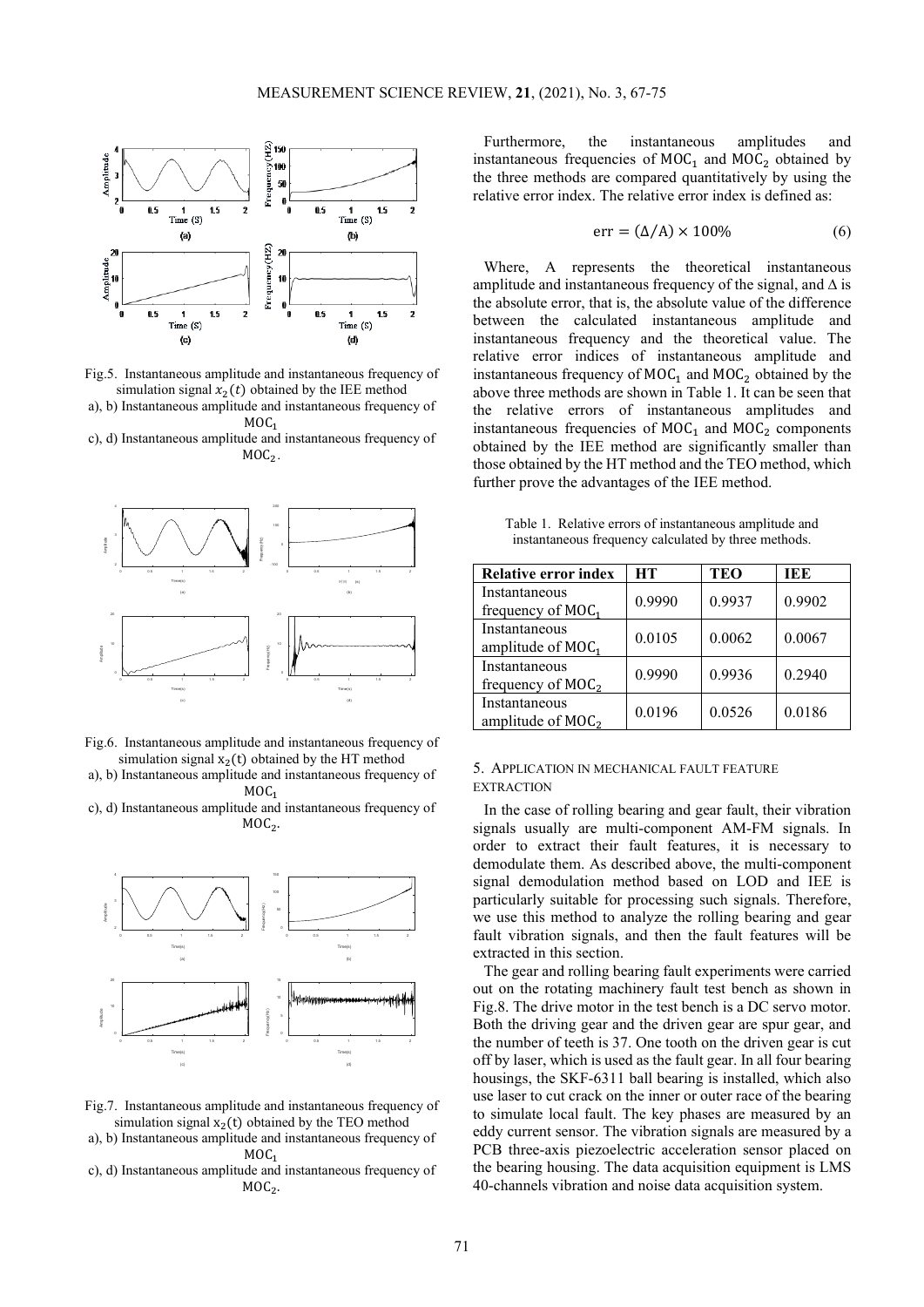Fig.5. Instantaneous amplitude and instantaneous frequency of simulation signal $x_2(t)$ obtained by the IEE method
a), b) Instantaneous amplitude and instantaneous frequency of $MOC_1$
c), d) Instantaneous amplitude and instantaneous frequency of $MOC_2$.

Fig.6. Instantaneous amplitude and instantaneous frequency of simulation signal $x_2(t)$ obtained by the HT method
a), b) Instantaneous amplitude and instantaneous frequency of $MOC_1$
c), d) Instantaneous amplitude and instantaneous frequency of $MOC_2$.

Fig.7. Instantaneous amplitude and instantaneous frequency of simulation signal $x_2(t)$ obtained by the TEO method
a), b) Instantaneous amplitude and instantaneous frequency of $MOC_1$
c), d) Instantaneous amplitude and instantaneous frequency of $MOC_2$.

Furthermore, the instantaneous amplitudes and instantaneous frequencies of $MOC_1$ and $MOC_2$ obtained by the three methods are compared quantitatively by using the relative error index. The relative error index is defined as:

$$\text{err} = (\Delta/\text{A}) \times 100\% \tag{6}$$

Where, A represents the theoretical instantaneous amplitude and instantaneous frequency of the signal, and $\Delta$ is the absolute error, that is, the absolute value of the difference between the calculated instantaneous amplitude and instantaneous frequency and the theoretical value. The relative error indices of instantaneous amplitude and instantaneous frequency of $MOC_1$ and $MOC_2$ obtained by the above three methods are shown in Table 1. It can be seen that the relative errors of instantaneous amplitudes and instantaneous frequencies of $MOC_1$ and $MOC_2$ components obtained by the IEE method are significantly smaller than those obtained by the HT method and the TEO method, which further prove the advantages of the IEE method.

Table 1. Relative errors of instantaneous amplitude and instantaneous frequency calculated by three methods.

| Relative error index | HT | TEO | IEE |
|---|---|---|---|
| Instantaneous frequency of $MOC_1$ | 0.9990 | 0.9937 | 0.9902 |
| Instantaneous amplitude of $MOC_1$ | 0.0105 | 0.0062 | 0.0067 |
| Instantaneous frequency of $MOC_2$ | 0.9990 | 0.9936 | 0.2940 |
| Instantaneous amplitude of $MOC_2$ | 0.0196 | 0.0526 | 0.0186 |

## 5. APPLICATION IN MECHANICAL FAULT FEATURE EXTRACTION

In the case of rolling bearing and gear fault, their vibration signals usually are multi-component AM-FM signals. In order to extract their fault features, it is necessary to demodulate them. As described above, the multi-component signal demodulation method based on LOD and IEE is particularly suitable for processing such signals. Therefore, we use this method to analyze the rolling bearing and gear fault vibration signals, and then the fault features will be extracted in this section.

The gear and rolling bearing fault experiments were carried out on the rotating machinery fault test bench as shown in Fig.8. The drive motor in the test bench is a DC servo motor. Both the driving gear and the driven gear are spur gear, and the number of teeth is 37. One tooth on the driven gear is cut off by laser, which is used as the fault gear. In all four bearing housings, the SKF-6311 ball bearing is installed, which also use laser to cut crack on the inner or outer race of the bearing to simulate local fault. The key phases are measured by an eddy current sensor. The vibration signals are measured by a PCB three-axis piezoelectric acceleration sensor placed on the bearing housing. The data acquisition equipment is LMS 40-channels vibration and noise data acquisition system.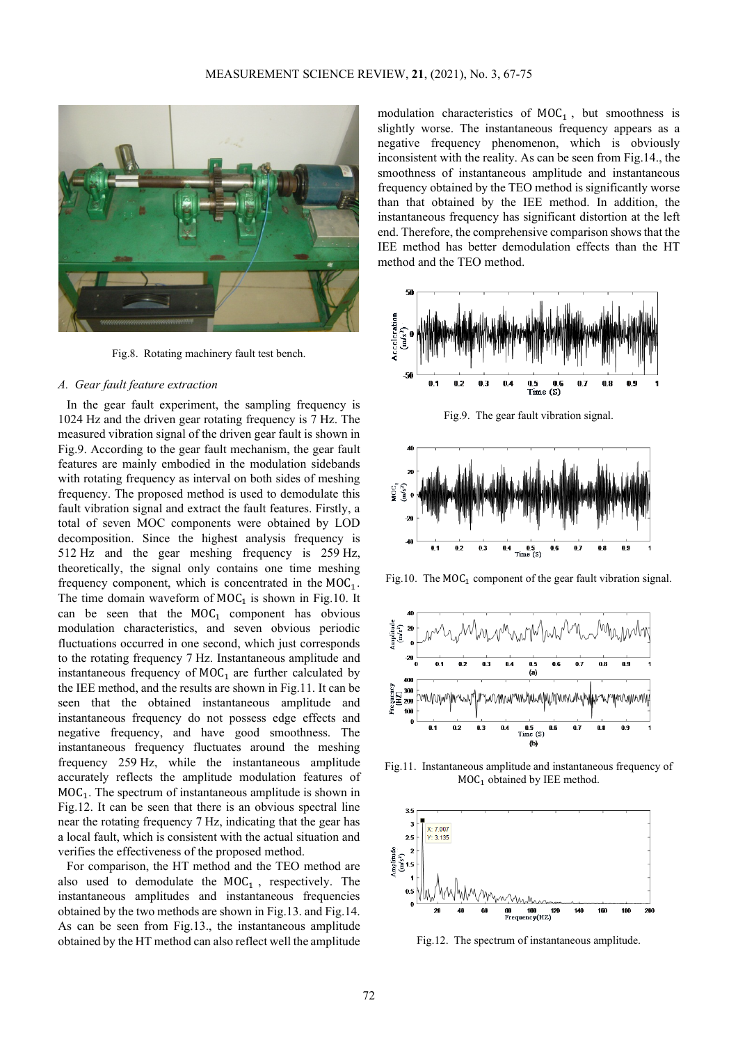Fig.8. Rotating machinery fault test bench.

### A. Gear fault feature extraction

In the gear fault experiment, the sampling frequency is 1024 Hz and the driven gear rotating frequency is 7 Hz. The measured vibration signal of the driven gear fault is shown in Fig.9. According to the gear fault mechanism, the gear fault features are mainly embodied in the modulation sidebands with rotating frequency as interval on both sides of meshing frequency. The proposed method is used to demodulate this fault vibration signal and extract the fault features. Firstly, a total of seven MOC components were obtained by LOD decomposition. Since the highest analysis frequency is 512 Hz and the gear meshing frequency is 259 Hz, theoretically, the signal only contains one time meshing frequency component, which is concentrated in the $\mathrm{MOC}_1$. The time domain waveform of $\mathrm{MOC}_1$ is shown in Fig.10. It can be seen that the $\mathrm{MOC}_1$ component has obvious modulation characteristics, and seven obvious periodic fluctuations occurred in one second, which just corresponds to the rotating frequency 7 Hz. Instantaneous amplitude and instantaneous frequency of $\mathrm{MOC}_1$ are further calculated by the IEE method, and the results are shown in Fig.11. It can be seen that the obtained instantaneous amplitude and instantaneous frequency do not possess edge effects and negative frequency, and have good smoothness. The instantaneous frequency fluctuates around the meshing frequency 259 Hz, while the instantaneous amplitude accurately reflects the amplitude modulation features of $\mathrm{MOC}_1$. The spectrum of instantaneous amplitude is shown in Fig.12. It can be seen that there is an obvious spectral line near the rotating frequency 7 Hz, indicating that the gear has a local fault, which is consistent with the actual situation and verifies the effectiveness of the proposed method.

For comparison, the HT method and the TEO method are also used to demodulate the $\mathrm{MOC}_1$, respectively. The instantaneous amplitudes and instantaneous frequencies obtained by the two methods are shown in Fig.13. and Fig.14. As can be seen from Fig.13., the instantaneous amplitude obtained by the HT method can also reflect well the amplitude modulation characteristics of $\mathrm{MOC}_1$, but smoothness is slightly worse. The instantaneous frequency appears as a negative frequency phenomenon, which is obviously inconsistent with the reality. As can be seen from Fig.14., the smoothness of instantaneous amplitude and instantaneous frequency obtained by the TEO method is significantly worse than that obtained by the IEE method. In addition, the instantaneous frequency has significant distortion at the left end. Therefore, the comprehensive comparison shows that the IEE method has better demodulation effects than the HT method and the TEO method.

Fig.9. The gear fault vibration signal.

Fig.10. The $\mathrm{MOC}_1$ component of the gear fault vibration signal.

Fig.11. Instantaneous amplitude and instantaneous frequency of $\mathrm{MOC}_1$ obtained by IEE method.

Fig.12. The spectrum of instantaneous amplitude.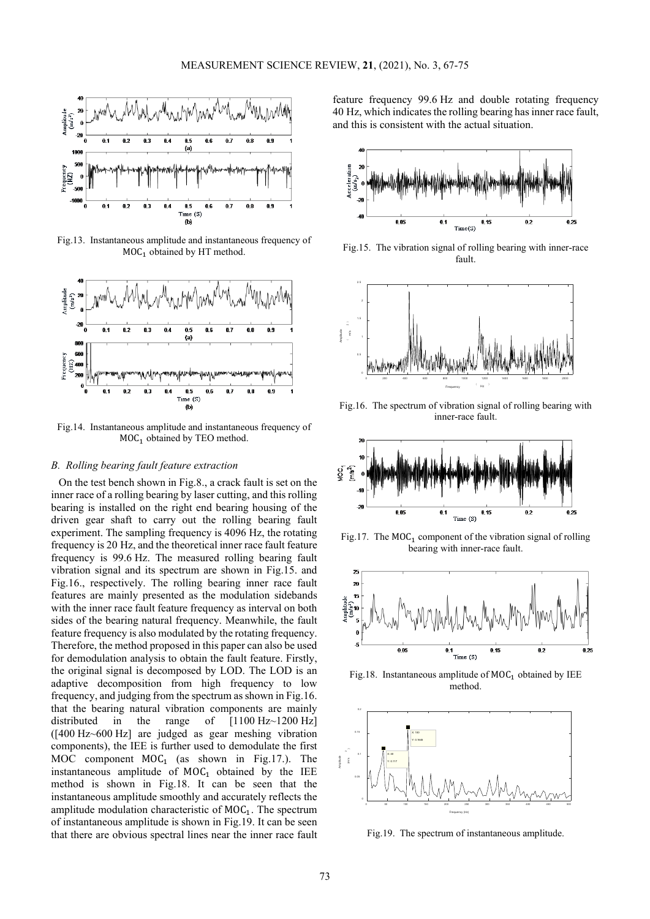Fig.13. Instantaneous amplitude and instantaneous frequency of $\mathrm{MOC}_1$ obtained by HT method.

Fig.14. Instantaneous amplitude and instantaneous frequency of $\mathrm{MOC}_1$ obtained by TEO method.

### *B. Rolling bearing fault feature extraction*

On the test bench shown in Fig.8., a crack fault is set on the inner race of a rolling bearing by laser cutting, and this rolling bearing is installed on the right end bearing housing of the driven gear shaft to carry out the rolling bearing fault experiment. The sampling frequency is 4096 Hz, the rotating frequency is 20 Hz, and the theoretical inner race fault feature frequency is 99.6 Hz. The measured rolling bearing fault vibration signal and its spectrum are shown in Fig.15. and Fig.16., respectively. The rolling bearing inner race fault features are mainly presented as the modulation sidebands with the inner race fault feature frequency as interval on both sides of the bearing natural frequency. Meanwhile, the fault feature frequency is also modulated by the rotating frequency. Therefore, the method proposed in this paper can also be used for demodulation analysis to obtain the fault feature. Firstly, the original signal is decomposed by LOD. The LOD is an adaptive decomposition from high frequency to low frequency, and judging from the spectrum as shown in Fig.16. that the bearing natural vibration components are mainly distributed in the range of [1100 Hz~1200 Hz] ([400 Hz~600 Hz] are judged as gear meshing vibration components), the IEE is further used to demodulate the first MOC component $\mathrm{MOC}_1$ (as shown in Fig.17.). The instantaneous amplitude of $\mathrm{MOC}_1$ obtained by the IEE method is shown in Fig.18. It can be seen that the instantaneous amplitude smoothly and accurately reflects the amplitude modulation characteristic of $\mathrm{MOC}_1$. The spectrum of instantaneous amplitude is shown in Fig.19. It can be seen that there are obvious spectral lines near the inner race fault feature frequency 99.6 Hz and double rotating frequency 40 Hz, which indicates the rolling bearing has inner race fault, and this is consistent with the actual situation.

Fig.15. The vibration signal of rolling bearing with inner-race fault.

Fig.16. The spectrum of vibration signal of rolling bearing with inner-race fault.

Fig.17. The $\mathrm{MOC}_1$ component of the vibration signal of rolling bearing with inner-race fault.

Fig.18. Instantaneous amplitude of $\mathrm{MOC}_1$ obtained by IEE method.

Fig.19. The spectrum of instantaneous amplitude.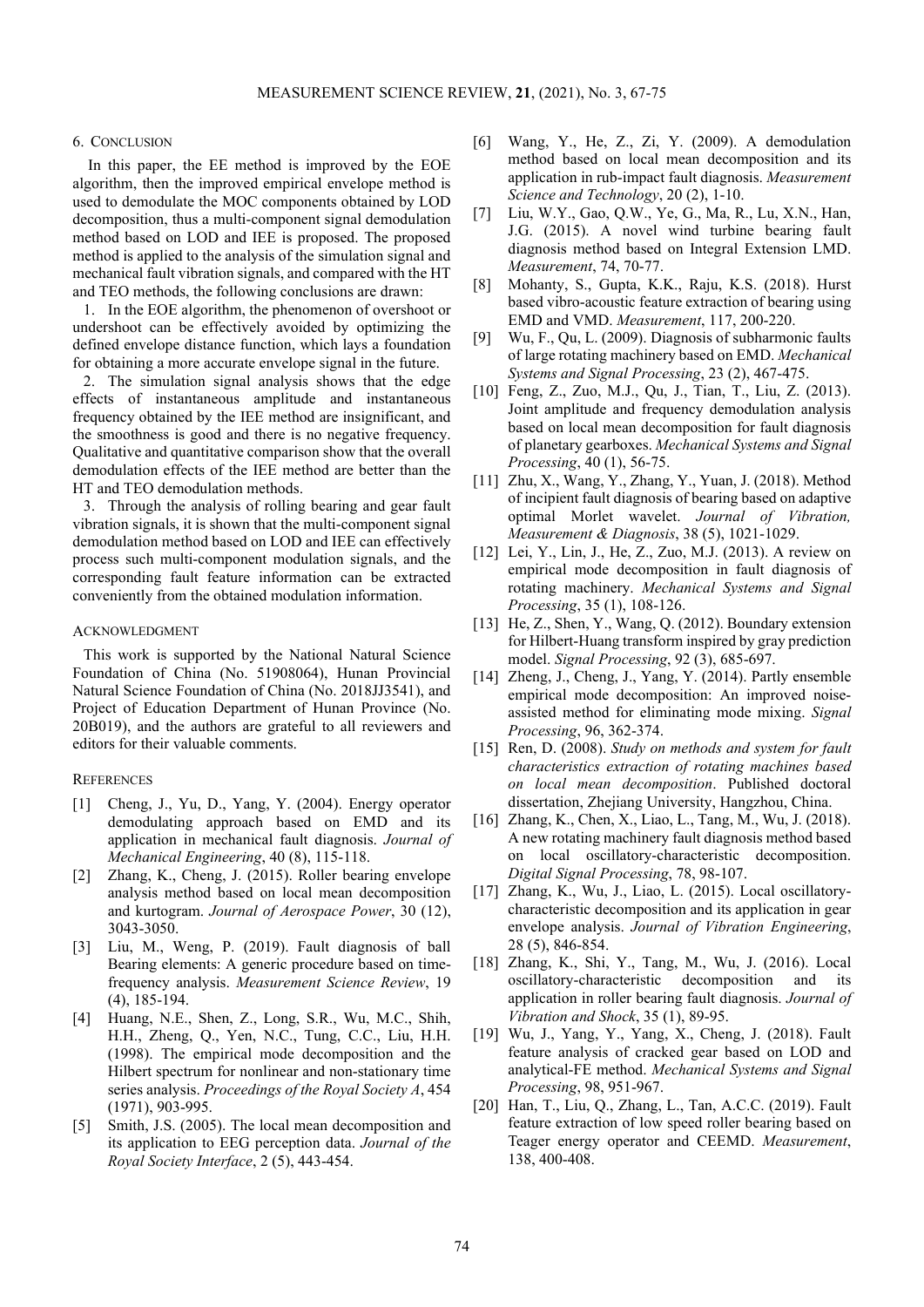## 6. CONCLUSION

In this paper, the EE method is improved by the EOE algorithm, then the improved empirical envelope method is used to demodulate the MOC components obtained by LOD decomposition, thus a multi-component signal demodulation method based on LOD and IEE is proposed. The proposed method is applied to the analysis of the simulation signal and mechanical fault vibration signals, and compared with the HT and TEO methods, the following conclusions are drawn:

1. In the EOE algorithm, the phenomenon of overshoot or undershoot can be effectively avoided by optimizing the defined envelope distance function, which lays a foundation for obtaining a more accurate envelope signal in the future.
2. The simulation signal analysis shows that the edge effects of instantaneous amplitude and instantaneous frequency obtained by the IEE method are insignificant, and the smoothness is good and there is no negative frequency. Qualitative and quantitative comparison show that the overall demodulation effects of the IEE method are better than the HT and TEO demodulation methods.
3. Through the analysis of rolling bearing and gear fault vibration signals, it is shown that the multi-component signal demodulation method based on LOD and IEE can effectively process such multi-component modulation signals, and the corresponding fault feature information can be extracted conveniently from the obtained modulation information.

## ACKNOWLEDGMENT

This work is supported by the National Natural Science Foundation of China (No. 51908064), Hunan Provincial Natural Science Foundation of China (No. 2018JJ3541), and Project of Education Department of Hunan Province (No. 20B019), and the authors are grateful to all reviewers and editors for their valuable comments.

## REFERENCES

[1] Cheng, J., Yu, D., Yang, Y. (2004). Energy operator demodulating approach based on EMD and its application in mechanical fault diagnosis. *Journal of Mechanical Engineering*, 40 (8), 115-118.

[2] Zhang, K., Cheng, J. (2015). Roller bearing envelope analysis method based on local mean decomposition and kurtogram. *Journal of Aerospace Power*, 30 (12), 3043-3050.

[3] Liu, M., Weng, P. (2019). Fault diagnosis of ball Bearing elements: A generic procedure based on time-frequency analysis. *Measurement Science Review*, 19 (4), 185-194.

[4] Huang, N.E., Shen, Z., Long, S.R., Wu, M.C., Shih, H.H., Zheng, Q., Yen, N.C., Tung, C.C., Liu, H.H. (1998). The empirical mode decomposition and the Hilbert spectrum for nonlinear and non-stationary time series analysis. *Proceedings of the Royal Society A*, 454 (1971), 903-995.

[5] Smith, J.S. (2005). The local mean decomposition and its application to EEG perception data. *Journal of the Royal Society Interface*, 2 (5), 443-454.

[6] Wang, Y., He, Z., Zi, Y. (2009). A demodulation method based on local mean decomposition and its application in rub-impact fault diagnosis. *Measurement Science and Technology*, 20 (2), 1-10.

[7] Liu, W.Y., Gao, Q.W., Ye, G., Ma, R., Lu, X.N., Han, J.G. (2015). A novel wind turbine bearing fault diagnosis method based on Integral Extension LMD. *Measurement*, 74, 70-77.

[8] Mohanty, S., Gupta, K.K., Raju, K.S. (2018). Hurst based vibro-acoustic feature extraction of bearing using EMD and VMD. *Measurement*, 117, 200-220.

[9] Wu, F., Qu, L. (2009). Diagnosis of subharmonic faults of large rotating machinery based on EMD. *Mechanical Systems and Signal Processing*, 23 (2), 467-475.

[10] Feng, Z., Zuo, M.J., Qu, J., Tian, T., Liu, Z. (2013). Joint amplitude and frequency demodulation analysis based on local mean decomposition for fault diagnosis of planetary gearboxes. *Mechanical Systems and Signal Processing*, 40 (1), 56-75.

[11] Zhu, X., Wang, Y., Zhang, Y., Yuan, J. (2018). Method of incipient fault diagnosis of bearing based on adaptive optimal Morlet wavelet. *Journal of Vibration, Measurement & Diagnosis*, 38 (5), 1021-1029.

[12] Lei, Y., Lin, J., He, Z., Zuo, M.J. (2013). A review on empirical mode decomposition in fault diagnosis of rotating machinery. *Mechanical Systems and Signal Processing*, 35 (1), 108-126.

[13] He, Z., Shen, Y., Wang, Q. (2012). Boundary extension for Hilbert-Huang transform inspired by gray prediction model. *Signal Processing*, 92 (3), 685-697.

[14] Zheng, J., Cheng, J., Yang, Y. (2014). Partly ensemble empirical mode decomposition: An improved noise-assisted method for eliminating mode mixing. *Signal Processing*, 96, 362-374.

[15] Ren, D. (2008). *Study on methods and system for fault characteristics extraction of rotating machines based on local mean decomposition*. Published doctoral dissertation, Zhejiang University, Hangzhou, China.

[16] Zhang, K., Chen, X., Liao, L., Tang, M., Wu, J. (2018). A new rotating machinery fault diagnosis method based on local oscillatory-characteristic decomposition. *Digital Signal Processing*, 78, 98-107.

[17] Zhang, K., Wu, J., Liao, L. (2015). Local oscillatory-characteristic decomposition and its application in gear envelope analysis. *Journal of Vibration Engineering*, 28 (5), 846-854.

[18] Zhang, K., Shi, Y., Tang, M., Wu, J. (2016). Local oscillatory-characteristic decomposition and its application in roller bearing fault diagnosis. *Journal of Vibration and Shock*, 35 (1), 89-95.

[19] Wu, J., Yang, Y., Yang, X., Cheng, J. (2018). Fault feature analysis of cracked gear based on LOD and analytical-FE method. *Mechanical Systems and Signal Processing*, 98, 951-967.

[20] Han, T., Liu, Q., Zhang, L., Tan, A.C.C. (2019). Fault feature extraction of low speed roller bearing based on Teager energy operator and CEEMD. *Measurement*, 138, 400-408.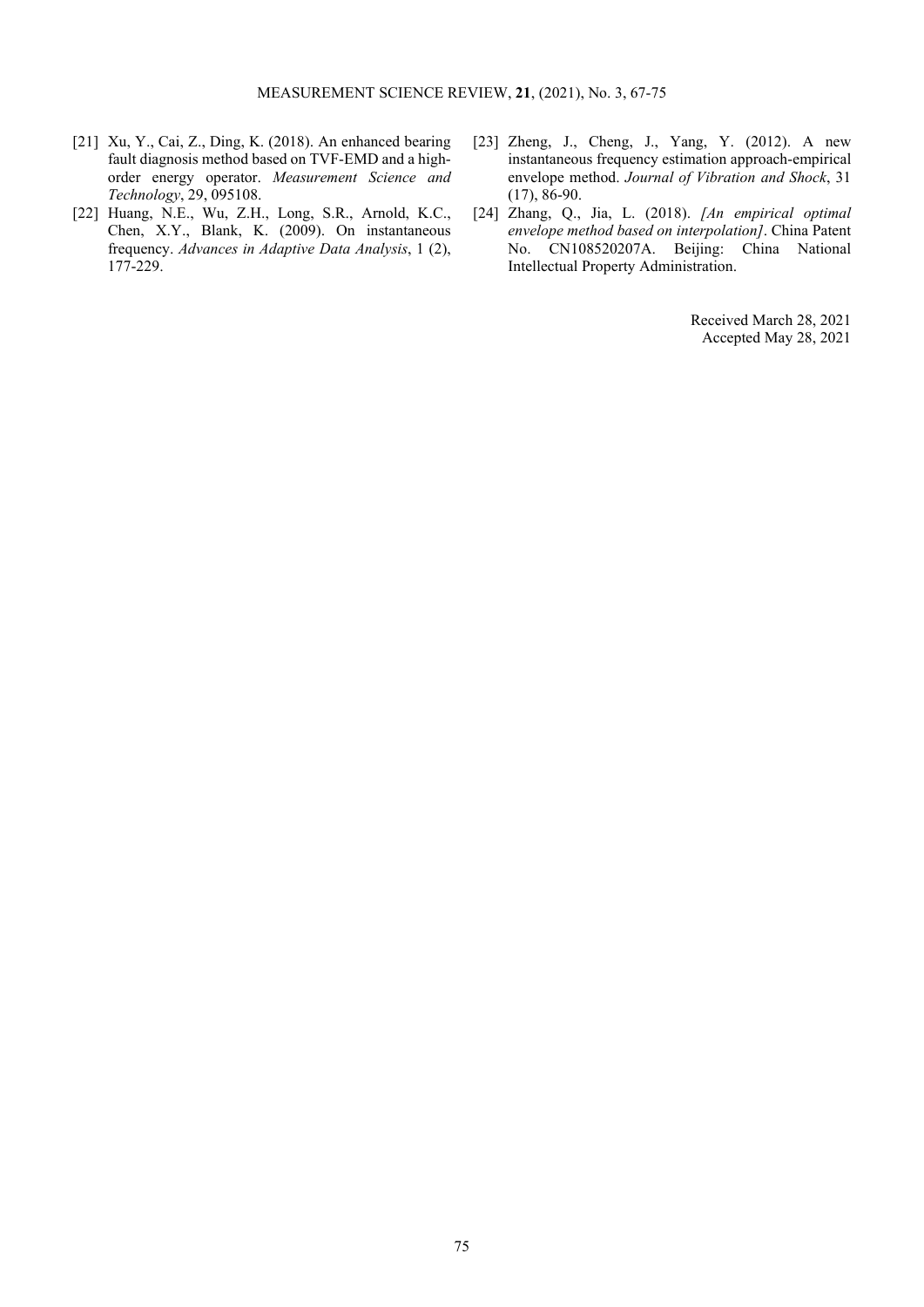[21] Xu, Y., Cai, Z., Ding, K. (2018). An enhanced bearing fault diagnosis method based on TVF-EMD and a high-order energy operator. *Measurement Science and Technology*, 29, 095108.

[22] Huang, N.E., Wu, Z.H., Long, S.R., Arnold, K.C., Chen, X.Y., Blank, K. (2009). On instantaneous frequency. *Advances in Adaptive Data Analysis*, 1 (2), 177-229.

[23] Zheng, J., Cheng, J., Yang, Y. (2012). A new instantaneous frequency estimation approach-empirical envelope method. *Journal of Vibration and Shock*, 31 (17), 86-90.

[24] Zhang, Q., Jia, L. (2018). *[An empirical optimal envelope method based on interpolation]*. China Patent No. CN108520207A. Beijing: China National Intellectual Property Administration.

Received March 28, 2021
Accepted May 28, 2021